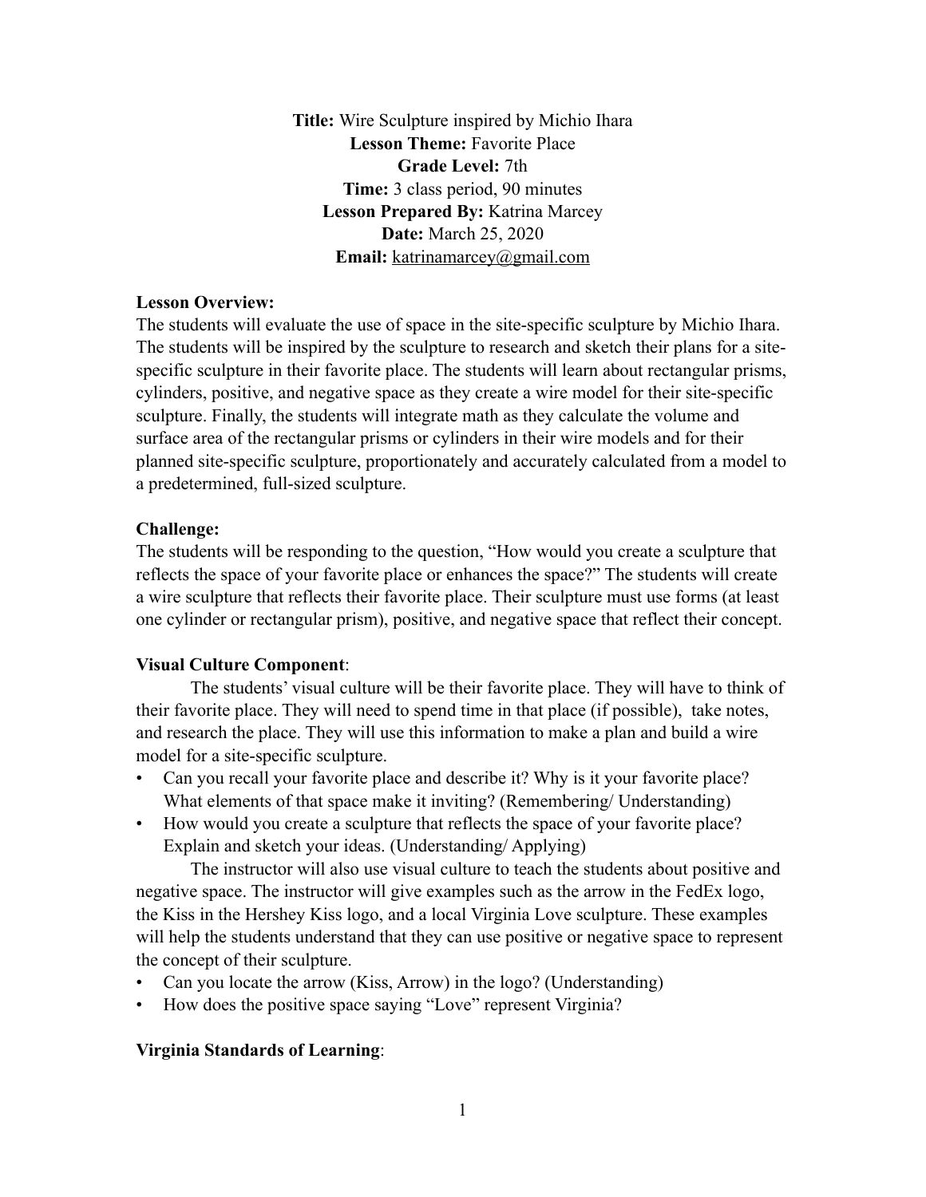**Title:** Wire Sculpture inspired by Michio Ihara
**Lesson Theme:** Favorite Place
**Grade Level:** 7th
**Time:** 3 class period, 90 minutes
**Lesson Prepared By:** Katrina Marcey
**Date:** March 25, 2020
**Email:** katrinamarcey@gmail.com

**Lesson Overview:**

The students will evaluate the use of space in the site-specific sculpture by Michio Ihara. The students will be inspired by the sculpture to research and sketch their plans for a site-specific sculpture in their favorite place. The students will learn about rectangular prisms, cylinders, positive, and negative space as they create a wire model for their site-specific sculpture. Finally, the students will integrate math as they calculate the volume and surface area of the rectangular prisms or cylinders in their wire models and for their planned site-specific sculpture, proportionately and accurately calculated from a model to a predetermined, full-sized sculpture.

**Challenge:**

The students will be responding to the question, "How would you create a sculpture that reflects the space of your favorite place or enhances the space?" The students will create a wire sculpture that reflects their favorite place. Their sculpture must use forms (at least one cylinder or rectangular prism), positive, and negative space that reflect their concept.

**Visual Culture Component**:

The students' visual culture will be their favorite place. They will have to think of their favorite place. They will need to spend time in that place (if possible), take notes, and research the place. They will use this information to make a plan and build a wire model for a site-specific sculpture.

- Can you recall your favorite place and describe it? Why is it your favorite place? What elements of that space make it inviting? (Remembering/ Understanding)
- How would you create a sculpture that reflects the space of your favorite place? Explain and sketch your ideas. (Understanding/ Applying)

The instructor will also use visual culture to teach the students about positive and negative space. The instructor will give examples such as the arrow in the FedEx logo, the Kiss in the Hershey Kiss logo, and a local Virginia Love sculpture. These examples will help the students understand that they can use positive or negative space to represent the concept of their sculpture.

- Can you locate the arrow (Kiss, Arrow) in the logo? (Understanding)
- How does the positive space saying "Love" represent Virginia?

**Virginia Standards of Learning**: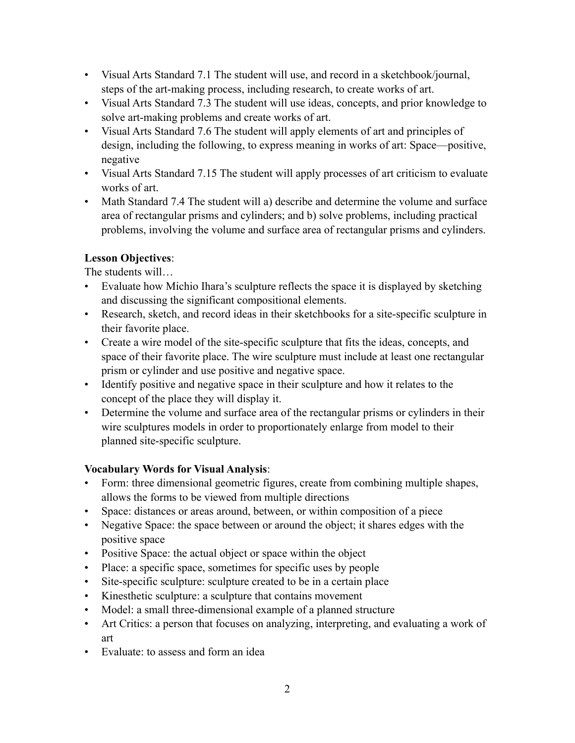- Visual Arts Standard 7.1 The student will use, and record in a sketchbook/journal, steps of the art-making process, including research, to create works of art.
- Visual Arts Standard 7.3 The student will use ideas, concepts, and prior knowledge to solve art-making problems and create works of art.
- Visual Arts Standard 7.6 The student will apply elements of art and principles of design, including the following, to express meaning in works of art: Space—positive, negative
- Visual Arts Standard 7.15 The student will apply processes of art criticism to evaluate works of art.
- Math Standard 7.4 The student will a) describe and determine the volume and surface area of rectangular prisms and cylinders; and b) solve problems, including practical problems, involving the volume and surface area of rectangular prisms and cylinders.

**Lesson Objectives**:

The students will…

- Evaluate how Michio Ihara's sculpture reflects the space it is displayed by sketching and discussing the significant compositional elements.
- Research, sketch, and record ideas in their sketchbooks for a site-specific sculpture in their favorite place.
- Create a wire model of the site-specific sculpture that fits the ideas, concepts, and space of their favorite place. The wire sculpture must include at least one rectangular prism or cylinder and use positive and negative space.
- Identify positive and negative space in their sculpture and how it relates to the concept of the place they will display it.
- Determine the volume and surface area of the rectangular prisms or cylinders in their wire sculptures models in order to proportionately enlarge from model to their planned site-specific sculpture.

**Vocabulary Words for Visual Analysis**:

- Form: three dimensional geometric figures, create from combining multiple shapes, allows the forms to be viewed from multiple directions
- Space: distances or areas around, between, or within composition of a piece
- Negative Space: the space between or around the object; it shares edges with the positive space
- Positive Space: the actual object or space within the object
- Place: a specific space, sometimes for specific uses by people
- Site-specific sculpture: sculpture created to be in a certain place
- Kinesthetic sculpture: a sculpture that contains movement
- Model: a small three-dimensional example of a planned structure
- Art Critics: a person that focuses on analyzing, interpreting, and evaluating a work of art
- Evaluate: to assess and form an idea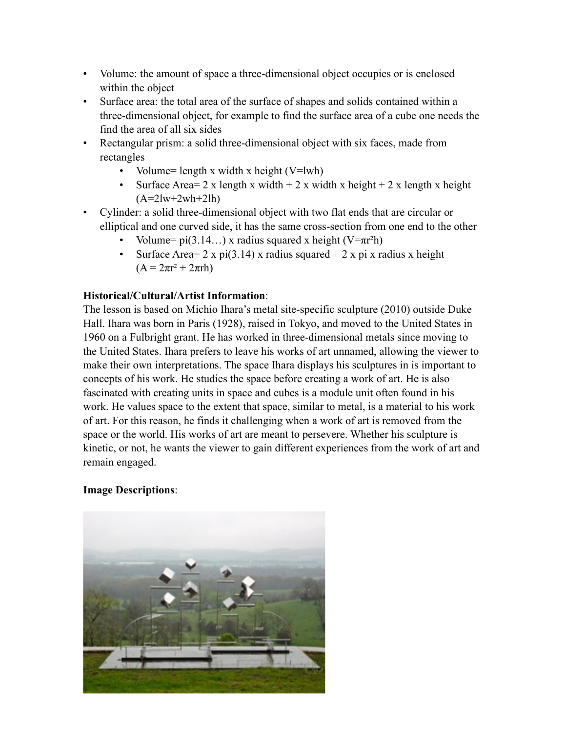- Volume: the amount of space a three-dimensional object occupies or is enclosed within the object
- Surface area: the total area of the surface of shapes and solids contained within a three-dimensional object, for example to find the surface area of a cube one needs the find the area of all six sides
- Rectangular prism: a solid three-dimensional object with six faces, made from rectangles
    - Volume= length x width x height ($V=lwh$)
    - Surface Area= 2 x length x width + 2 x width x height + 2 x length x height ($A=2lw+2wh+2lh$)
- Cylinder: a solid three-dimensional object with two flat ends that are circular or elliptical and one curved side, it has the same cross-section from one end to the other
    - Volume= pi(3.14…) x radius squared x height ($V=\pi r^2 h$)
    - Surface Area= 2 x pi(3.14) x radius squared + 2 x pi x radius x height ($A = 2\pi r^2 + 2\pi rh$)

**Historical/Cultural/Artist Information**:

The lesson is based on Michio Ihara's metal site-specific sculpture (2010) outside Duke Hall. Ihara was born in Paris (1928), raised in Tokyo, and moved to the United States in 1960 on a Fulbright grant. He has worked in three-dimensional metals since moving to the United States. Ihara prefers to leave his works of art unnamed, allowing the viewer to make their own interpretations. The space Ihara displays his sculptures in is important to concepts of his work. He studies the space before creating a work of art. He is also fascinated with creating units in space and cubes is a module unit often found in his work. He values space to the extent that space, similar to metal, is a material to his work of art. For this reason, he finds it challenging when a work of art is removed from the space or the world. His works of art are meant to persevere. Whether his sculpture is kinetic, or not, he wants the viewer to gain different experiences from the work of art and remain engaged.

**Image Descriptions**: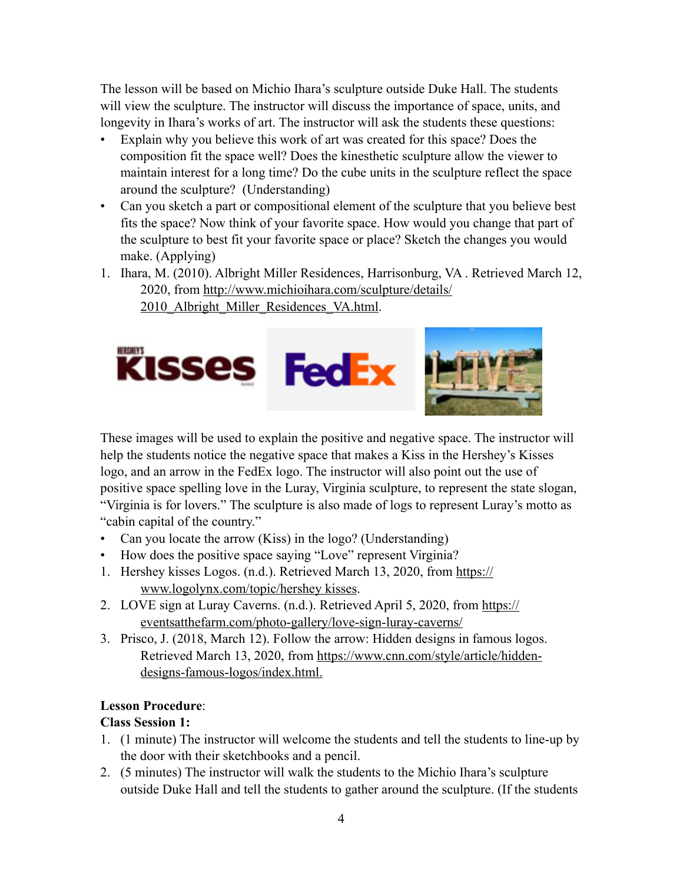The lesson will be based on Michio Ihara's sculpture outside Duke Hall. The students will view the sculpture. The instructor will discuss the importance of space, units, and longevity in Ihara's works of art. The instructor will ask the students these questions:

- Explain why you believe this work of art was created for this space? Does the composition fit the space well? Does the kinesthetic sculpture allow the viewer to maintain interest for a long time? Do the cube units in the sculpture reflect the space around the sculpture? (Understanding)
- Can you sketch a part or compositional element of the sculpture that you believe best fits the space? Now think of your favorite space. How would you change that part of the sculpture to best fit your favorite space or place? Sketch the changes you would make. (Applying)

1. Ihara, M. (2010). Albright Miller Residences, Harrisonburg, VA . Retrieved March 12, 2020, from http://www.michioihara.com/sculpture/details/2010_Albright_Miller_Residences_VA.html.

These images will be used to explain the positive and negative space. The instructor will help the students notice the negative space that makes a Kiss in the Hershey's Kisses logo, and an arrow in the FedEx logo. The instructor will also point out the use of positive space spelling love in the Luray, Virginia sculpture, to represent the state slogan, "Virginia is for lovers." The sculpture is also made of logs to represent Luray's motto as "cabin capital of the country."

- Can you locate the arrow (Kiss) in the logo? (Understanding)
- How does the positive space saying "Love" represent Virginia?

1. Hershey kisses Logos. (n.d.). Retrieved March 13, 2020, from https://www.logolynx.com/topic/hershey kisses.
2. LOVE sign at Luray Caverns. (n.d.). Retrieved April 5, 2020, from https://eventsatthefarm.com/photo-gallery/love-sign-luray-caverns/
3. Prisco, J. (2018, March 12). Follow the arrow: Hidden designs in famous logos. Retrieved March 13, 2020, from https://www.cnn.com/style/article/hidden-designs-famous-logos/index.html.

**Lesson Procedure**:

**Class Session 1:**

1. (1 minute) The instructor will welcome the students and tell the students to line-up by the door with their sketchbooks and a pencil.
2. (5 minutes) The instructor will walk the students to the Michio Ihara's sculpture outside Duke Hall and tell the students to gather around the sculpture. (If the students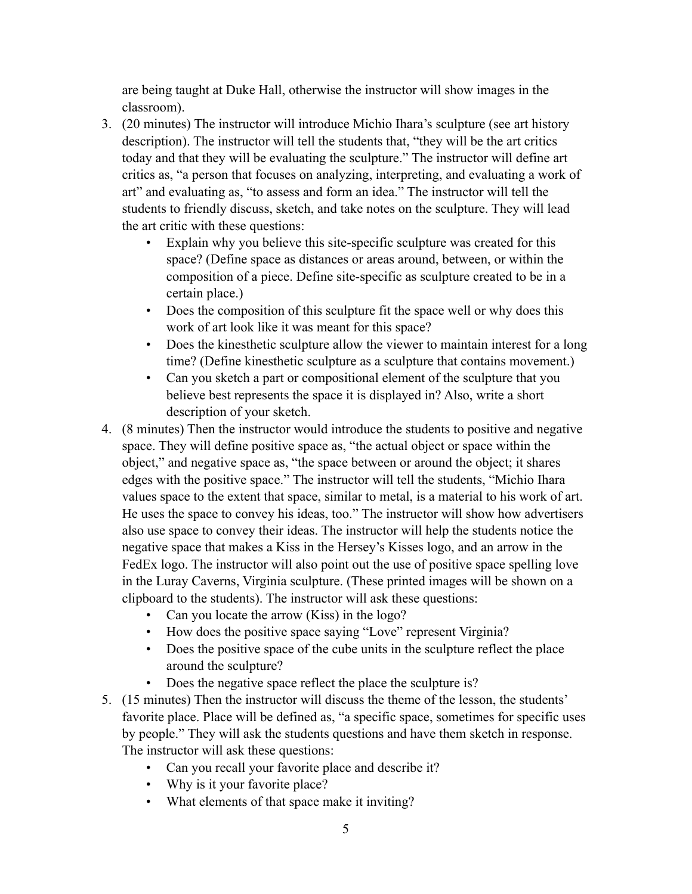are being taught at Duke Hall, otherwise the instructor will show images in the classroom).

3. (20 minutes) The instructor will introduce Michio Ihara's sculpture (see art history description). The instructor will tell the students that, "they will be the art critics today and that they will be evaluating the sculpture." The instructor will define art critics as, "a person that focuses on analyzing, interpreting, and evaluating a work of art" and evaluating as, "to assess and form an idea." The instructor will tell the students to friendly discuss, sketch, and take notes on the sculpture. They will lead the art critic with these questions:
   - Explain why you believe this site-specific sculpture was created for this space? (Define space as distances or areas around, between, or within the composition of a piece. Define site-specific as sculpture created to be in a certain place.)
   - Does the composition of this sculpture fit the space well or why does this work of art look like it was meant for this space?
   - Does the kinesthetic sculpture allow the viewer to maintain interest for a long time? (Define kinesthetic sculpture as a sculpture that contains movement.)
   - Can you sketch a part or compositional element of the sculpture that you believe best represents the space it is displayed in? Also, write a short description of your sketch.
4. (8 minutes) Then the instructor would introduce the students to positive and negative space. They will define positive space as, "the actual object or space within the object," and negative space as, "the space between or around the object; it shares edges with the positive space." The instructor will tell the students, "Michio Ihara values space to the extent that space, similar to metal, is a material to his work of art. He uses the space to convey his ideas, too." The instructor will show how advertisers also use space to convey their ideas. The instructor will help the students notice the negative space that makes a Kiss in the Hersey's Kisses logo, and an arrow in the FedEx logo. The instructor will also point out the use of positive space spelling love in the Luray Caverns, Virginia sculpture. (These printed images will be shown on a clipboard to the students). The instructor will ask these questions:
   - Can you locate the arrow (Kiss) in the logo?
   - How does the positive space saying "Love" represent Virginia?
   - Does the positive space of the cube units in the sculpture reflect the place around the sculpture?
   - Does the negative space reflect the place the sculpture is?
5. (15 minutes) Then the instructor will discuss the theme of the lesson, the students' favorite place. Place will be defined as, "a specific space, sometimes for specific uses by people." They will ask the students questions and have them sketch in response. The instructor will ask these questions:
   - Can you recall your favorite place and describe it?
   - Why is it your favorite place?
   - What elements of that space make it inviting?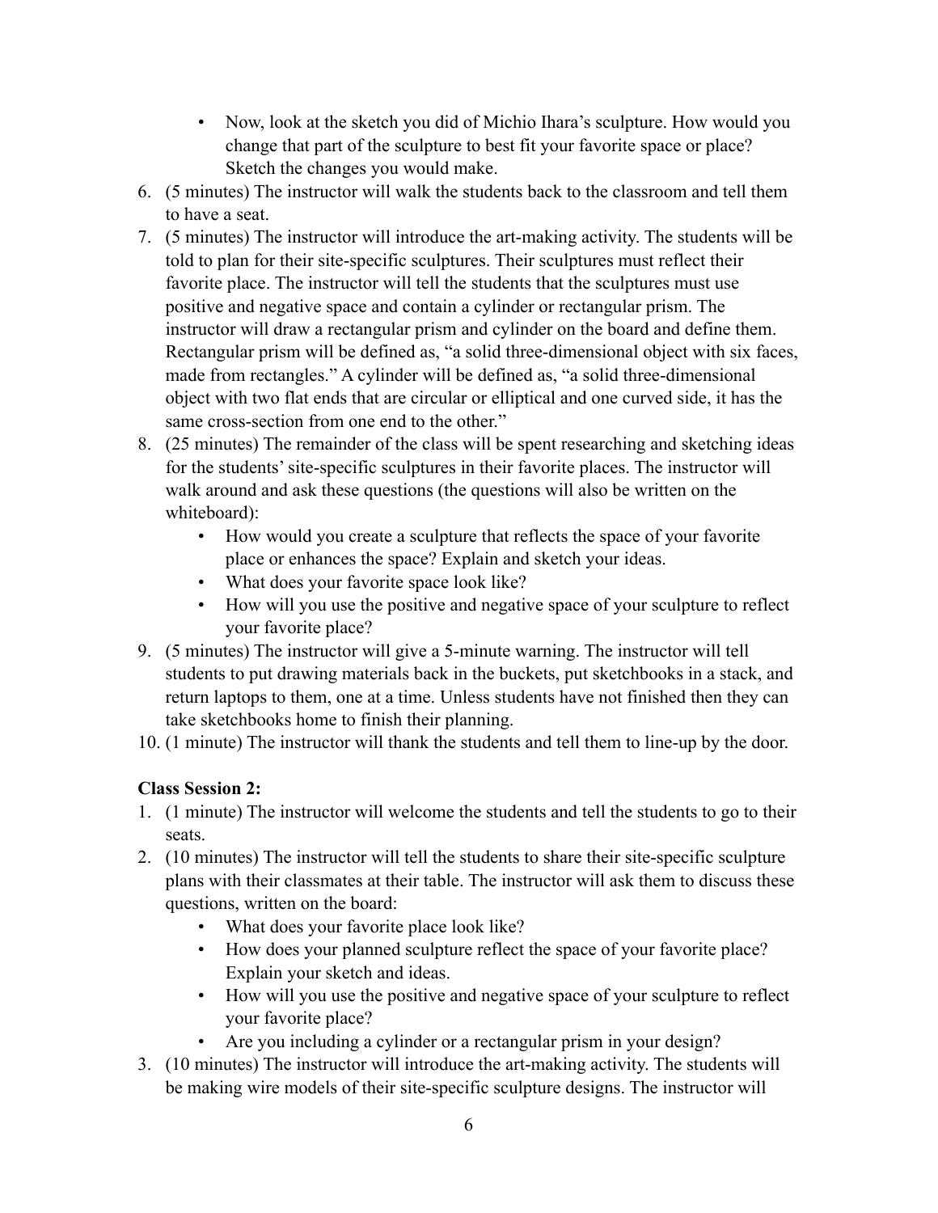- Now, look at the sketch you did of Michio Ihara's sculpture. How would you change that part of the sculpture to best fit your favorite space or place? Sketch the changes you would make.

6. (5 minutes) The instructor will walk the students back to the classroom and tell them to have a seat.
7. (5 minutes) The instructor will introduce the art-making activity. The students will be told to plan for their site-specific sculptures. Their sculptures must reflect their favorite place. The instructor will tell the students that the sculptures must use positive and negative space and contain a cylinder or rectangular prism. The instructor will draw a rectangular prism and cylinder on the board and define them. Rectangular prism will be defined as, "a solid three-dimensional object with six faces, made from rectangles." A cylinder will be defined as, "a solid three-dimensional object with two flat ends that are circular or elliptical and one curved side, it has the same cross-section from one end to the other."
8. (25 minutes) The remainder of the class will be spent researching and sketching ideas for the students' site-specific sculptures in their favorite places. The instructor will walk around and ask these questions (the questions will also be written on the whiteboard):
   - How would you create a sculpture that reflects the space of your favorite place or enhances the space? Explain and sketch your ideas.
   - What does your favorite space look like?
   - How will you use the positive and negative space of your sculpture to reflect your favorite place?
9. (5 minutes) The instructor will give a 5-minute warning. The instructor will tell students to put drawing materials back in the buckets, put sketchbooks in a stack, and return laptops to them, one at a time. Unless students have not finished then they can take sketchbooks home to finish their planning.
10. (1 minute) The instructor will thank the students and tell them to line-up by the door.

**Class Session 2:**

1. (1 minute) The instructor will welcome the students and tell the students to go to their seats.
2. (10 minutes) The instructor will tell the students to share their site-specific sculpture plans with their classmates at their table. The instructor will ask them to discuss these questions, written on the board:
   - What does your favorite place look like?
   - How does your planned sculpture reflect the space of your favorite place? Explain your sketch and ideas.
   - How will you use the positive and negative space of your sculpture to reflect your favorite place?
   - Are you including a cylinder or a rectangular prism in your design?
3. (10 minutes) The instructor will introduce the art-making activity. The students will be making wire models of their site-specific sculpture designs. The instructor will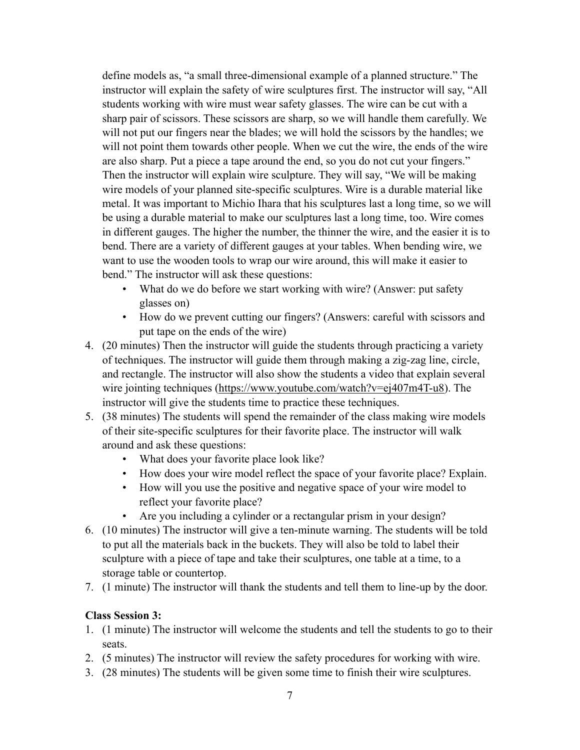define models as, "a small three-dimensional example of a planned structure." The instructor will explain the safety of wire sculptures first. The instructor will say, "All students working with wire must wear safety glasses. The wire can be cut with a sharp pair of scissors. These scissors are sharp, so we will handle them carefully. We will not put our fingers near the blades; we will hold the scissors by the handles; we will not point them towards other people. When we cut the wire, the ends of the wire are also sharp. Put a piece a tape around the end, so you do not cut your fingers." Then the instructor will explain wire sculpture. They will say, "We will be making wire models of your planned site-specific sculptures. Wire is a durable material like metal. It was important to Michio Ihara that his sculptures last a long time, so we will be using a durable material to make our sculptures last a long time, too. Wire comes in different gauges. The higher the number, the thinner the wire, and the easier it is to bend. There are a variety of different gauges at your tables. When bending wire, we want to use the wooden tools to wrap our wire around, this will make it easier to bend." The instructor will ask these questions:
   - What do we do before we start working with wire? (Answer: put safety glasses on)
   - How do we prevent cutting our fingers? (Answers: careful with scissors and put tape on the ends of the wire)
4. (20 minutes) Then the instructor will guide the students through practicing a variety of techniques. The instructor will guide them through making a zig-zag line, circle, and rectangle. The instructor will also show the students a video that explain several wire jointing techniques (https://www.youtube.com/watch?v=ej407m4T-u8). The instructor will give the students time to practice these techniques.
5. (38 minutes) The students will spend the remainder of the class making wire models of their site-specific sculptures for their favorite place. The instructor will walk around and ask these questions:
   - What does your favorite place look like?
   - How does your wire model reflect the space of your favorite place? Explain.
   - How will you use the positive and negative space of your wire model to reflect your favorite place?
   - Are you including a cylinder or a rectangular prism in your design?
6. (10 minutes) The instructor will give a ten-minute warning. The students will be told to put all the materials back in the buckets. They will also be told to label their sculpture with a piece of tape and take their sculptures, one table at a time, to a storage table or countertop.
7. (1 minute) The instructor will thank the students and tell them to line-up by the door.

**Class Session 3:**

1. (1 minute) The instructor will welcome the students and tell the students to go to their seats.
2. (5 minutes) The instructor will review the safety procedures for working with wire.
3. (28 minutes) The students will be given some time to finish their wire sculptures.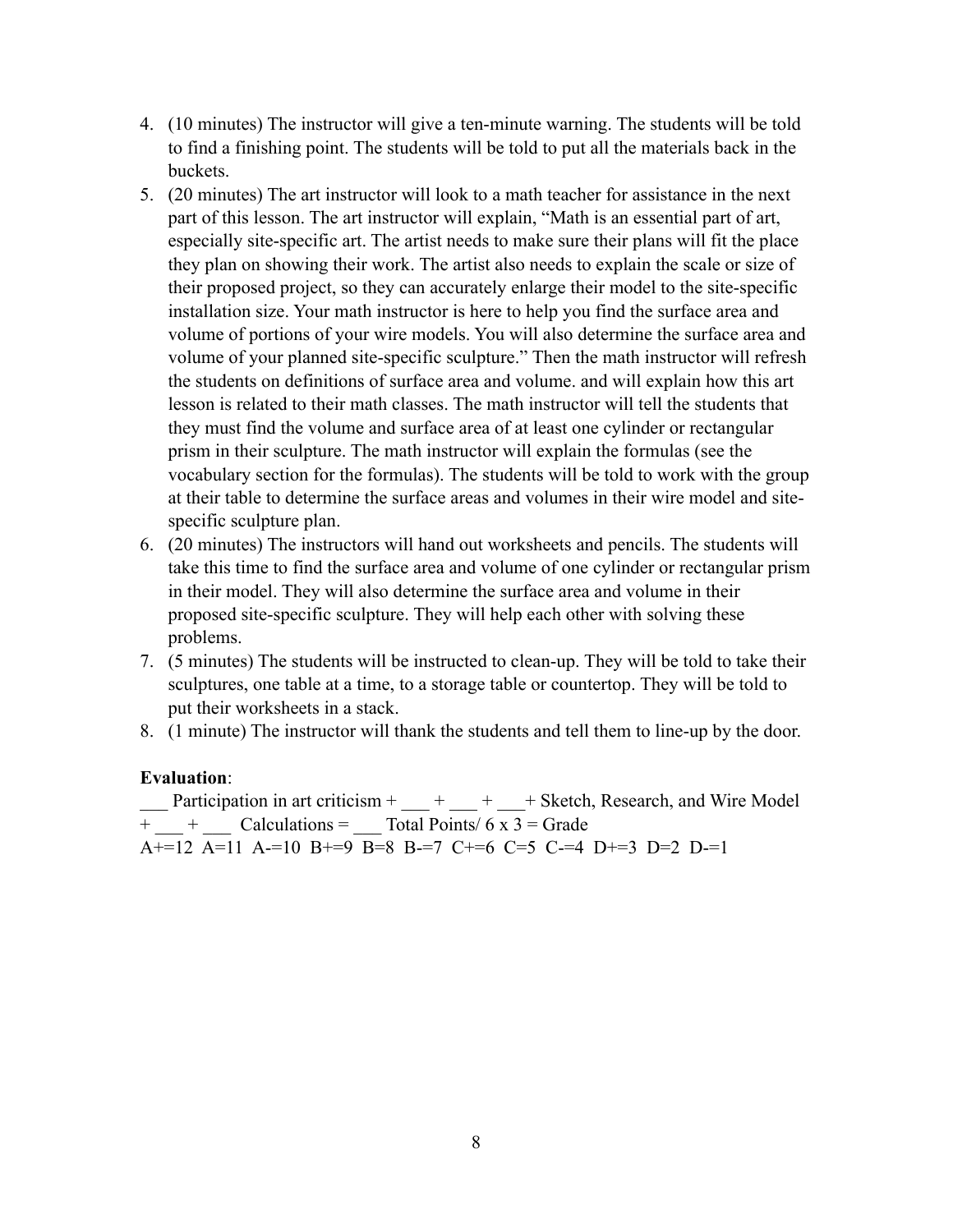4. (10 minutes) The instructor will give a ten-minute warning. The students will be told to find a finishing point. The students will be told to put all the materials back in the buckets.
5. (20 minutes) The art instructor will look to a math teacher for assistance in the next part of this lesson. The art instructor will explain, "Math is an essential part of art, especially site-specific art. The artist needs to make sure their plans will fit the place they plan on showing their work. The artist also needs to explain the scale or size of their proposed project, so they can accurately enlarge their model to the site-specific installation size. Your math instructor is here to help you find the surface area and volume of portions of your wire models. You will also determine the surface area and volume of your planned site-specific sculpture." Then the math instructor will refresh the students on definitions of surface area and volume. and will explain how this art lesson is related to their math classes. The math instructor will tell the students that they must find the volume and surface area of at least one cylinder or rectangular prism in their sculpture. The math instructor will explain the formulas (see the vocabulary section for the formulas). The students will be told to work with the group at their table to determine the surface areas and volumes in their wire model and site-specific sculpture plan.
6. (20 minutes) The instructors will hand out worksheets and pencils. The students will take this time to find the surface area and volume of one cylinder or rectangular prism in their model. They will also determine the surface area and volume in their proposed site-specific sculpture. They will help each other with solving these problems.
7. (5 minutes) The students will be instructed to clean-up. They will be told to take their sculptures, one table at a time, to a storage table or countertop. They will be told to put their worksheets in a stack.
8. (1 minute) The instructor will thank the students and tell them to line-up by the door.

**Evaluation**:

___ Participation in art criticism + ___ + ___ + ___+ Sketch, Research, and Wire Model + ___ + ___ Calculations = ___ Total Points/ 6 x 3 = Grade

A+=12 A=11 A-=10 B+=9 B=8 B-=7 C+=6 C=5 C-=4 D+=3 D=2 D-=1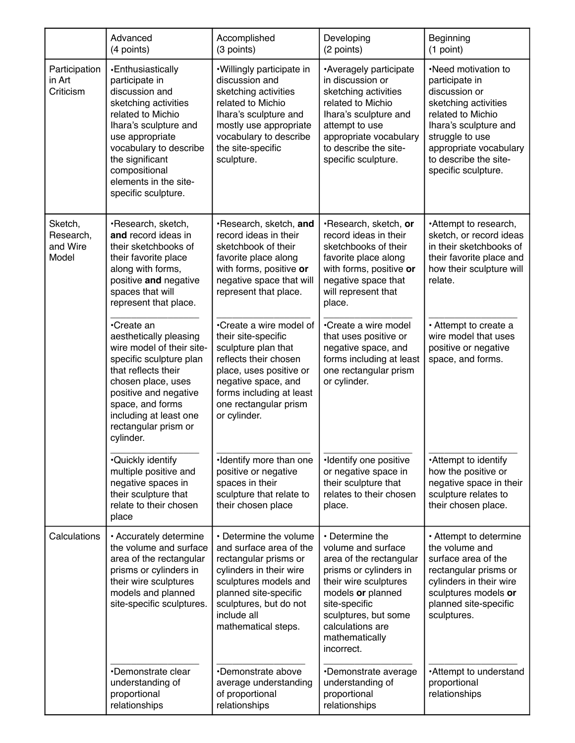| | Advanced (4 points) | Accomplished (3 points) | Developing (2 points) | Beginning (1 point) |
|---|---|---|---|---|
| Participation in Art Criticism | •Enthusiastically participate in discussion and sketching activities related to Michio Ihara's sculpture and use appropriate vocabulary to describe the significant compositional elements in the site-specific sculpture. | •Willingly participate in discussion and sketching activities related to Michio Ihara's sculpture and mostly use appropriate vocabulary to describe the site-specific sculpture. | •Averagely participate in discussion or sketching activities related to Michio Ihara's sculpture and attempt to use appropriate vocabulary to describe the site-specific sculpture. | •Need motivation to participate in discussion or sketching activities related to Michio Ihara's sculpture and struggle to use appropriate vocabulary to describe the site-specific sculpture. |
| Sketch, Research, and Wire Model | •Research, sketch, **and** record ideas in their sketchbooks of their favorite place along with forms, positive **and** negative spaces that will represent that place.<br>•Create an aesthetically pleasing wire model of their site-specific sculpture plan that reflects their chosen place, uses positive and negative space, and forms including at least one rectangular prism or cylinder.<br>•Quickly identify multiple positive and negative spaces in their sculpture that relate to their chosen place | •Research, sketch, **and** record ideas in their sketchbook of their favorite place along with forms, positive **or** negative space that will represent that place.<br>•Create a wire model of their site-specific sculpture plan that reflects their chosen place, uses positive or negative space, and forms including at least one rectangular prism or cylinder.<br>•Identify more than one positive or negative spaces in their sculpture that relate to their chosen place | •Research, sketch, **or** record ideas in their sketchbooks of their favorite place along with forms, positive **or** negative space that will represent that place.<br>•Create a wire model that uses positive or negative space, and forms including at least one rectangular prism or cylinder.<br>•Identify one positive or negative space in their sculpture that relates to their chosen place. | •Attempt to research, sketch, or record ideas in their sketchbooks of their favorite place and how their sculpture will relate.<br>• Attempt to create a wire model that uses positive or negative space, and forms.<br>•Attempt to identify how the positive or negative space in their sculpture relates to their chosen place. |
| Calculations | • Accurately determine the volume and surface area of the rectangular prisms or cylinders in their wire sculptures models and planned site-specific sculptures.<br>•Demonstrate clear understanding of proportional relationships | • Determine the volume and surface area of the rectangular prisms or cylinders in their wire sculptures models and planned site-specific sculptures, but do not include all mathematical steps.<br>•Demonstrate above average understanding of proportional relationships | • Determine the volume and surface area of the rectangular prisms or cylinders in their wire sculptures models **or** planned site-specific sculptures, but some calculations are mathematically incorrect.<br>•Demonstrate average understanding of proportional relationships | • Attempt to determine the volume and surface area of the rectangular prisms or cylinders in their wire sculptures models **or** planned site-specific sculptures.<br>•Attempt to understand proportional relationships |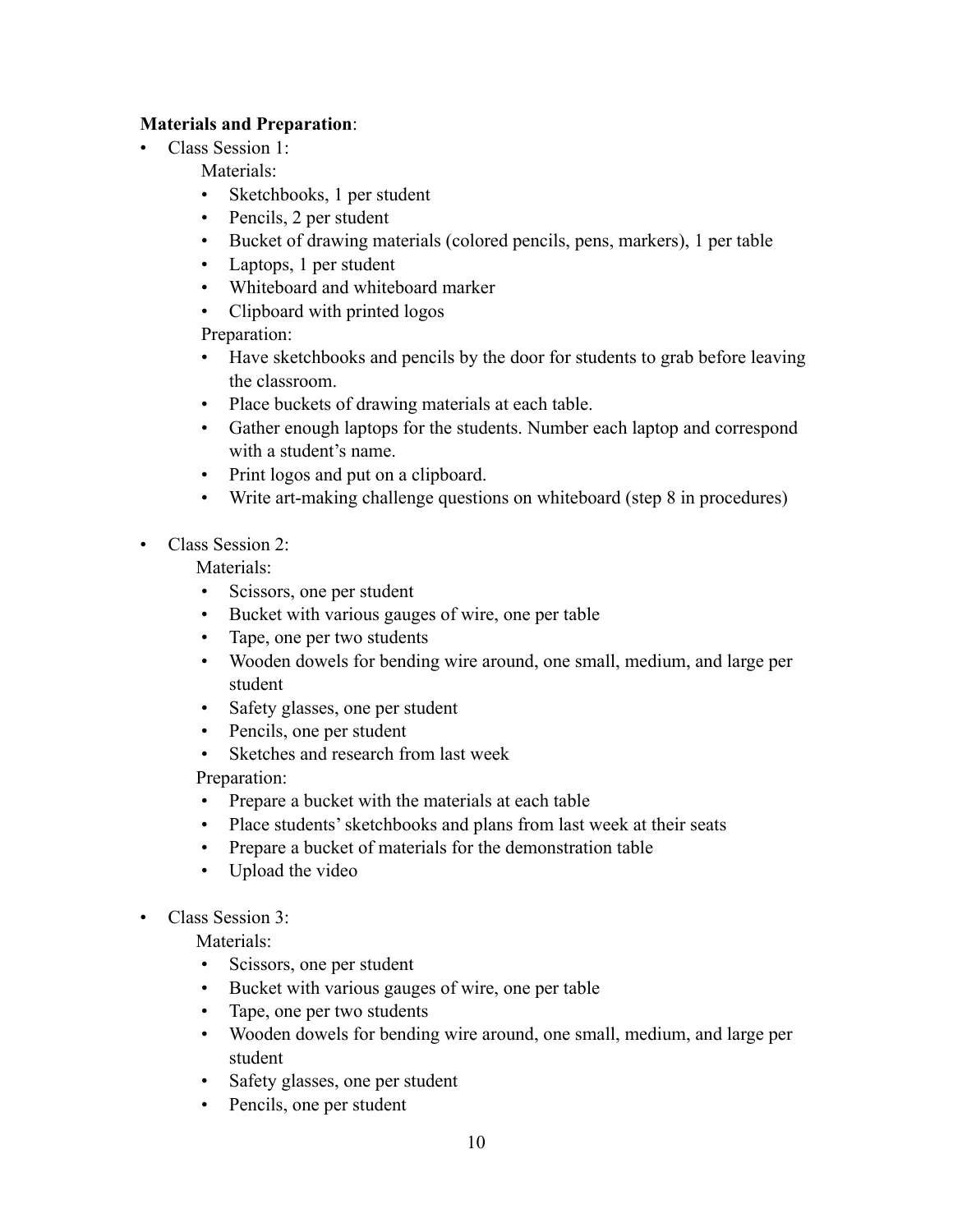**Materials and Preparation**:

- Class Session 1:

  Materials:

  - Sketchbooks, 1 per student
  - Pencils, 2 per student
  - Bucket of drawing materials (colored pencils, pens, markers), 1 per table
  - Laptops, 1 per student
  - Whiteboard and whiteboard marker
  - Clipboard with printed logos

  Preparation:

  - Have sketchbooks and pencils by the door for students to grab before leaving the classroom.
  - Place buckets of drawing materials at each table.
  - Gather enough laptops for the students. Number each laptop and correspond with a student's name.
  - Print logos and put on a clipboard.
  - Write art-making challenge questions on whiteboard (step 8 in procedures)

- Class Session 2:

  Materials:

  - Scissors, one per student
  - Bucket with various gauges of wire, one per table
  - Tape, one per two students
  - Wooden dowels for bending wire around, one small, medium, and large per student
  - Safety glasses, one per student
  - Pencils, one per student
  - Sketches and research from last week

  Preparation:

  - Prepare a bucket with the materials at each table
  - Place students' sketchbooks and plans from last week at their seats
  - Prepare a bucket of materials for the demonstration table
  - Upload the video

- Class Session 3:

  Materials:

  - Scissors, one per student
  - Bucket with various gauges of wire, one per table
  - Tape, one per two students
  - Wooden dowels for bending wire around, one small, medium, and large per student
  - Safety glasses, one per student
  - Pencils, one per student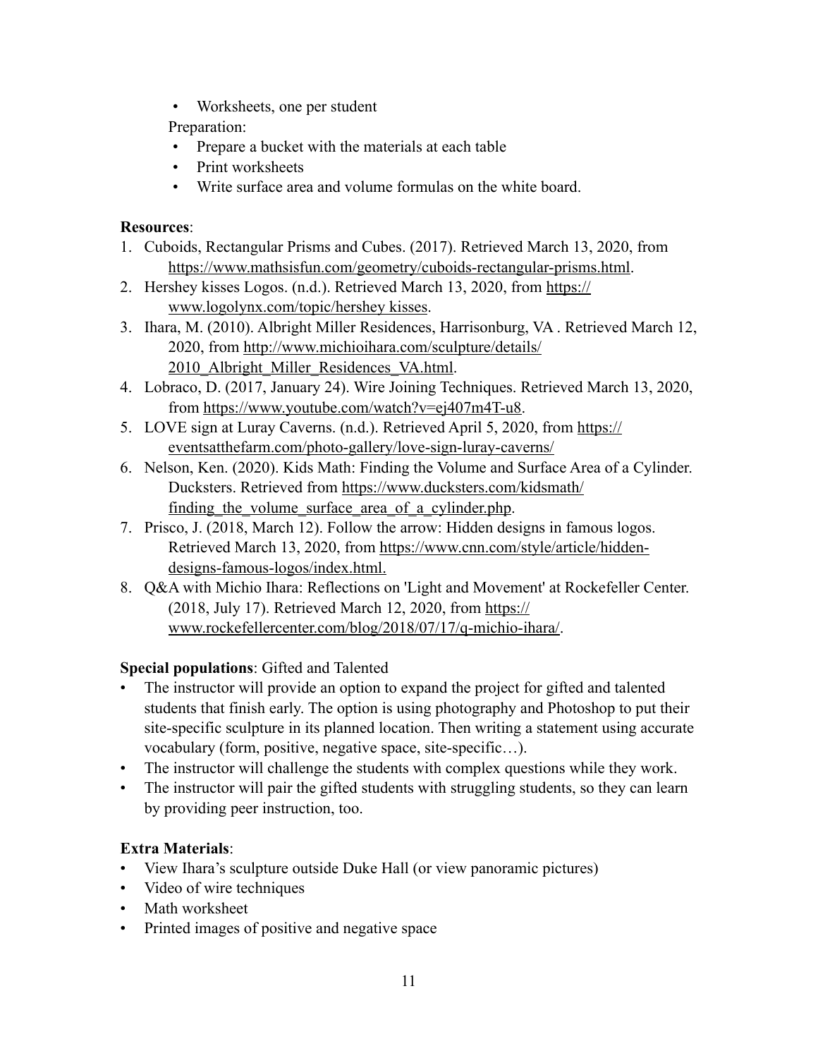- Worksheets, one per student

Preparation:

- Prepare a bucket with the materials at each table
- Print worksheets
- Write surface area and volume formulas on the white board.

**Resources**:

1. Cuboids, Rectangular Prisms and Cubes. (2017). Retrieved March 13, 2020, from https://www.mathsisfun.com/geometry/cuboids-rectangular-prisms.html.
2. Hershey kisses Logos. (n.d.). Retrieved March 13, 2020, from https://www.logolynx.com/topic/hershey kisses.
3. Ihara, M. (2010). Albright Miller Residences, Harrisonburg, VA . Retrieved March 12, 2020, from http://www.michioihara.com/sculpture/details/2010_Albright_Miller_Residences_VA.html.
4. Lobraco, D. (2017, January 24). Wire Joining Techniques. Retrieved March 13, 2020, from https://www.youtube.com/watch?v=ej407m4T-u8.
5. LOVE sign at Luray Caverns. (n.d.). Retrieved April 5, 2020, from https://eventsatthefarm.com/photo-gallery/love-sign-luray-caverns/
6. Nelson, Ken. (2020). Kids Math: Finding the Volume and Surface Area of a Cylinder. Ducksters. Retrieved from https://www.ducksters.com/kidsmath/finding_the_volume_surface_area_of_a_cylinder.php.
7. Prisco, J. (2018, March 12). Follow the arrow: Hidden designs in famous logos. Retrieved March 13, 2020, from https://www.cnn.com/style/article/hidden-designs-famous-logos/index.html.
8. Q&A with Michio Ihara: Reflections on 'Light and Movement' at Rockefeller Center. (2018, July 17). Retrieved March 12, 2020, from https://www.rockefellercenter.com/blog/2018/07/17/q-michio-ihara/.

**Special populations**: Gifted and Talented

- The instructor will provide an option to expand the project for gifted and talented students that finish early. The option is using photography and Photoshop to put their site-specific sculpture in its planned location. Then writing a statement using accurate vocabulary (form, positive, negative space, site-specific…).
- The instructor will challenge the students with complex questions while they work.
- The instructor will pair the gifted students with struggling students, so they can learn by providing peer instruction, too.

**Extra Materials**:

- View Ihara's sculpture outside Duke Hall (or view panoramic pictures)
- Video of wire techniques
- Math worksheet
- Printed images of positive and negative space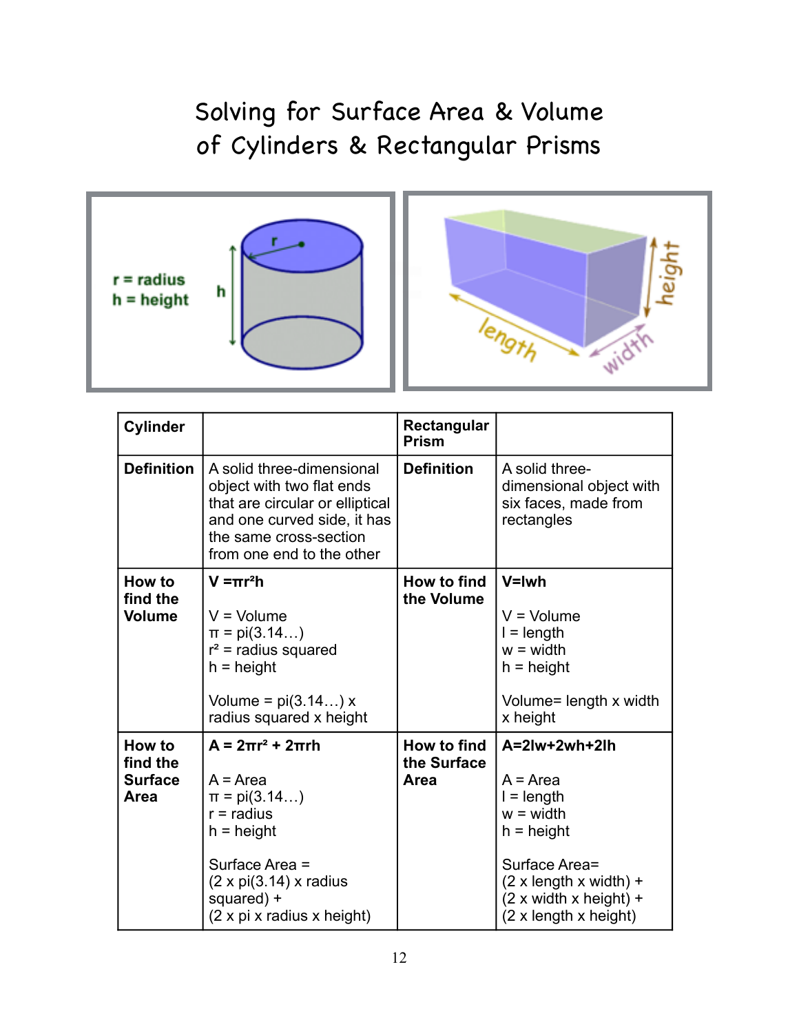# Solving for Surface Area & Volume of Cylinders & Rectangular Prisms

r = radius
h = height

| Cylinder | | Rectangular Prism | |
|---|---|---|---|
| **Definition** | A solid three-dimensional object with two flat ends that are circular or elliptical and one curved side, it has the same cross-section from one end to the other | **Definition** | A solid three-dimensional object with six faces, made from rectangles |
| **How to find the Volume** | **$V = \pi r^2 h$**<br><br>V = Volume<br>π = pi(3.14…)<br>$r^2$ = radius squared<br>h = height<br><br>Volume = pi(3.14…) x radius squared x height | **How to find the Volume** | **$V = lwh$**<br><br>V = Volume<br>l = length<br>w = width<br>h = height<br><br>Volume= length x width x height |
| **How to find the Surface Area** | **$A = 2\pi r^2 + 2\pi rh$**<br><br>A = Area<br>π = pi(3.14…)<br>r = radius<br>h = height<br><br>Surface Area =<br>(2 x pi(3.14) x radius squared) +<br>(2 x pi x radius x height) | **How to find the Surface Area** | **$A = 2lw + 2wh + 2lh$**<br><br>A = Area<br>l = length<br>w = width<br>h = height<br><br>Surface Area=<br>(2 x length x width) +<br>(2 x width x height) +<br>(2 x length x height) |